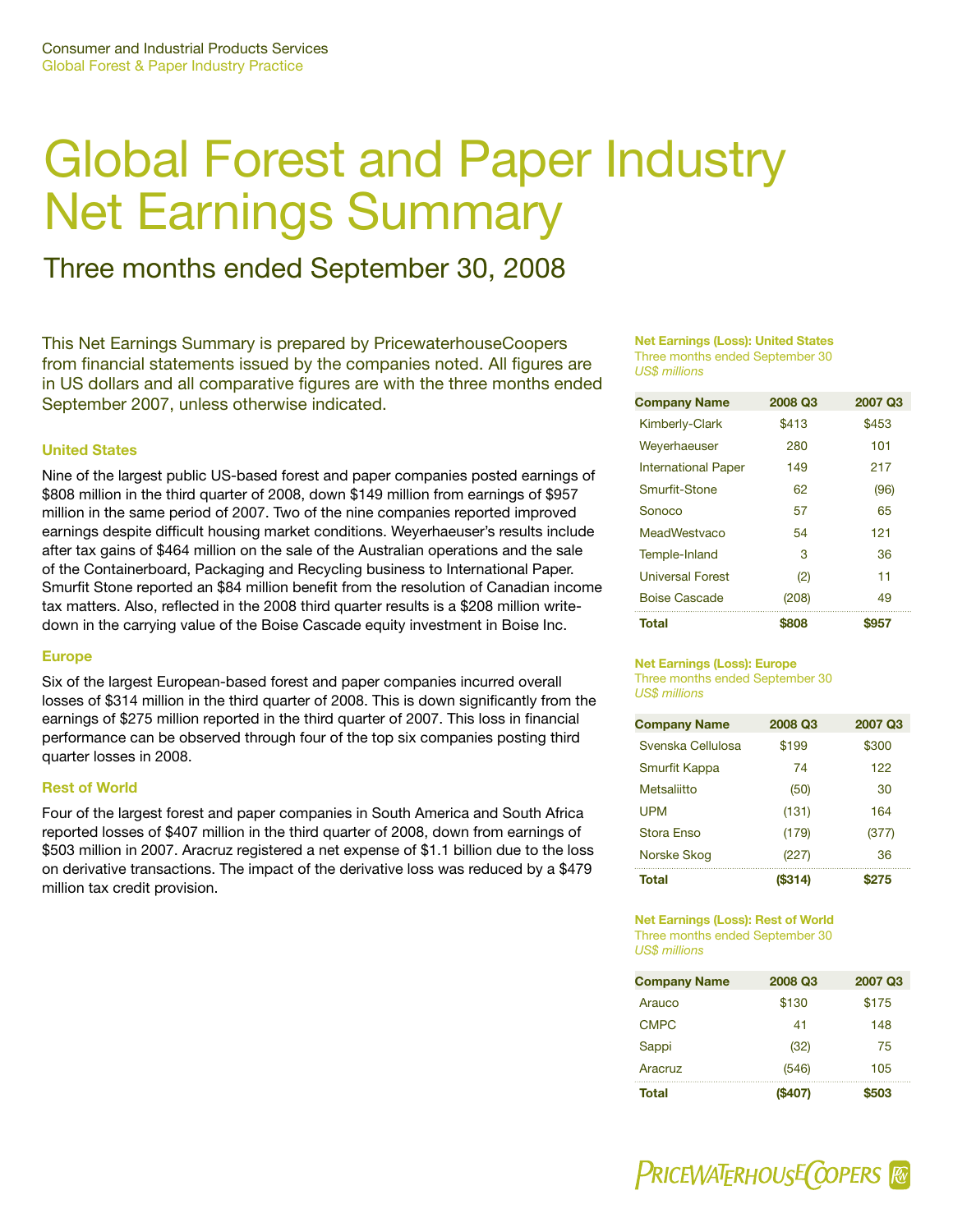Consumer and Industrial Products Services
Global Forest & Paper Industry Practice

# Global Forest and Paper Industry Net Earnings Summary

## Three months ended September 30, 2008

This Net Earnings Summary is prepared by PricewaterhouseCoopers from financial statements issued by the companies noted. All figures are in US dollars and all comparative figures are with the three months ended September 2007, unless otherwise indicated.

### United States

Nine of the largest public US-based forest and paper companies posted earnings of $808 million in the third quarter of 2008, down $149 million from earnings of $957 million in the same period of 2007. Two of the nine companies reported improved earnings despite difficult housing market conditions. Weyerhaeuser's results include after tax gains of $464 million on the sale of the Australian operations and the sale of the Containerboard, Packaging and Recycling business to International Paper. Smurfit Stone reported an $84 million benefit from the resolution of Canadian income tax matters. Also, reflected in the 2008 third quarter results is a $208 million write-down in the carrying value of the Boise Cascade equity investment in Boise Inc.

### Europe

Six of the largest European-based forest and paper companies incurred overall losses of $314 million in the third quarter of 2008. This is down significantly from the earnings of $275 million reported in the third quarter of 2007. This loss in financial performance can be observed through four of the top six companies posting third quarter losses in 2008.

### Rest of World

Four of the largest forest and paper companies in South America and South Africa reported losses of $407 million in the third quarter of 2008, down from earnings of $503 million in 2007. Aracruz registered a net expense of $1.1 billion due to the loss on derivative transactions. The impact of the derivative loss was reduced by a $479 million tax credit provision.

**Net Earnings (Loss): United States**
Three months ended September 30
*US$ millions*

| Company Name | 2008 Q3 | 2007 Q3 |
|---|---|---|
| Kimberly-Clark | $413 | $453 |
| Weyerhaeuser | 280 | 101 |
| International Paper | 149 | 217 |
| Smurfit-Stone | 62 | (96) |
| Sonoco | 57 | 65 |
| MeadWestvaco | 54 | 121 |
| Temple-Inland | 3 | 36 |
| Universal Forest | (2) | 11 |
| Boise Cascade | (208) | 49 |
| **Total** | **$808** | **$957** |

**Net Earnings (Loss): Europe**
Three months ended September 30
*US$ millions*

| Company Name | 2008 Q3 | 2007 Q3 |
|---|---|---|
| Svenska Cellulosa | $199 | $300 |
| Smurfit Kappa | 74 | 122 |
| Metsaliitto | (50) | 30 |
| UPM | (131) | 164 |
| Stora Enso | (179) | (377) |
| Norske Skog | (227) | 36 |
| **Total** | **($314)** | **$275** |

**Net Earnings (Loss): Rest of World**
Three months ended September 30
*US$ millions*

| Company Name | 2008 Q3 | 2007 Q3 |
|---|---|---|
| Arauco | $130 | $175 |
| CMPC | 41 | 148 |
| Sappi | (32) | 75 |
| Aracruz | (546) | 105 |
| **Total** | **($407)** | **$503** |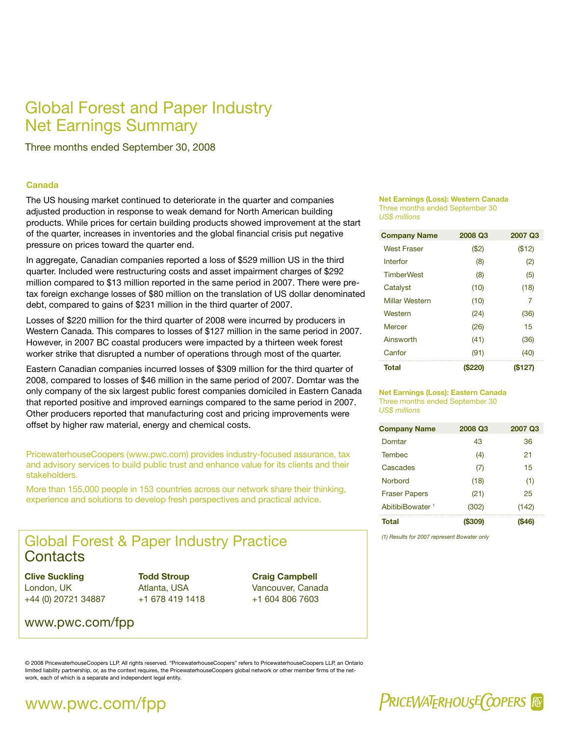# Global Forest and Paper Industry Net Earnings Summary

Three months ended September 30, 2008

### Canada

The US housing market continued to deteriorate in the quarter and companies adjusted production in response to weak demand for North American building products. While prices for certain building products showed improvement at the start of the quarter, increases in inventories and the global financial crisis put negative pressure on prices toward the quarter end.

In aggregate, Canadian companies reported a loss of $529 million US in the third quarter. Included were restructuring costs and asset impairment charges of $292 million compared to $13 million reported in the same period in 2007. There were pre-tax foreign exchange losses of $80 million on the translation of US dollar denominated debt, compared to gains of $231 million in the third quarter of 2007.

Losses of $220 million for the third quarter of 2008 were incurred by producers in Western Canada. This compares to losses of $127 million in the same period in 2007. However, in 2007 BC coastal producers were impacted by a thirteen week forest worker strike that disrupted a number of operations through most of the quarter.

Eastern Canadian companies incurred losses of $309 million for the third quarter of 2008, compared to losses of $46 million in the same period of 2007. Domtar was the only company of the six largest public forest companies domiciled in Eastern Canada that reported positive and improved earnings compared to the same period in 2007. Other producers reported that manufacturing cost and pricing improvements were offset by higher raw material, energy and chemical costs.

**Net Earnings (Loss): Western Canada**
Three months ended September 30
*US$ millions*

| Company Name | 2008 Q3 | 2007 Q3 |
|---|---|---|
| West Fraser | ($2) | ($12) |
| Interfor | (8) | (2) |
| TimberWest | (8) | (5) |
| Catalyst | (10) | (18) |
| Millar Western | (10) | 7 |
| Western | (24) | (36) |
| Mercer | (26) | 15 |
| Ainsworth | (41) | (36) |
| Canfor | (91) | (40) |
| **Total** | **($220)** | **($127)** |

**Net Earnings (Loss): Eastern Canada**
Three months ended September 30
*US$ millions*

| Company Name | 2008 Q3 | 2007 Q3 |
|---|---|---|
| Domtar | 43 | 36 |
| Tembec | (4) | 21 |
| Cascades | (7) | 15 |
| Norbord | (18) | (1) |
| Fraser Papers | (21) | 25 |
| AbitibiBowater [1] | (302) | (142) |
| **Total** | **($309)** | **($46)** |

*(1) Results for 2007 represent Bowater only*

PricewaterhouseCoopers (www.pwc.com) provides industry-focused assurance, tax and advisory services to build public trust and enhance value for its clients and their stakeholders.

More than 155,000 people in 153 countries across our network share their thinking, experience and solutions to develop fresh perspectives and practical advice.

## Global Forest & Paper Industry Practice Contacts

**Clive Suckling**
London, UK
+44 (0) 20721 34887

**Todd Stroup**
Atlanta, USA
+1 678 419 1418

**Craig Campbell**
Vancouver, Canada
+1 604 806 7603

www.pwc.com/fpp

© 2008 PricewaterhouseCoopers LLP. All rights reserved. "PricewaterhouseCoopers" refers to PricewaterhouseCoopers LLP, an Ontario limited liability partnership, or, as the context requires, the PricewaterhouseCoopers global network or other member firms of the network, each of which is a separate and independent legal entity.

www.pwc.com/fpp

PricewaterhouseCoopers